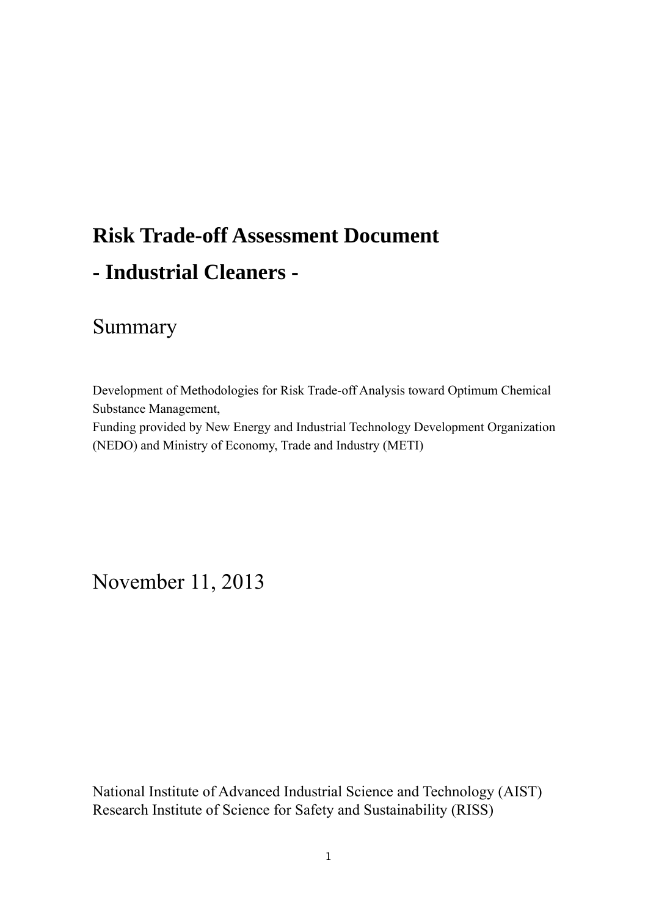# Risk Trade-off Assessment Document

# - Industrial Cleaners -

## Summary

Development of Methodologies for Risk Trade-off Analysis toward Optimum Chemical Substance Management,
Funding provided by New Energy and Industrial Technology Development Organization (NEDO) and Ministry of Economy, Trade and Industry (METI)

November 11, 2013

National Institute of Advanced Industrial Science and Technology (AIST)
Research Institute of Science for Safety and Sustainability (RISS)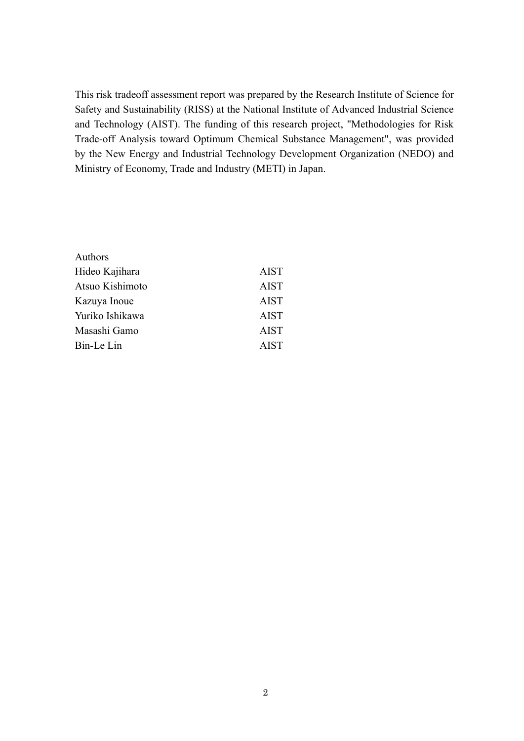This risk tradeoff assessment report was prepared by the Research Institute of Science for Safety and Sustainability (RISS) at the National Institute of Advanced Industrial Science and Technology (AIST). The funding of this research project, "Methodologies for Risk Trade-off Analysis toward Optimum Chemical Substance Management", was provided by the New Energy and Industrial Technology Development Organization (NEDO) and Ministry of Economy, Trade and Industry (METI) in Japan.

| Authors | |
|---|---|
| Hideo Kajihara | AIST |
| Atsuo Kishimoto | AIST |
| Kazuya Inoue | AIST |
| Yuriko Ishikawa | AIST |
| Masashi Gamo | AIST |
| Bin-Le Lin | AIST |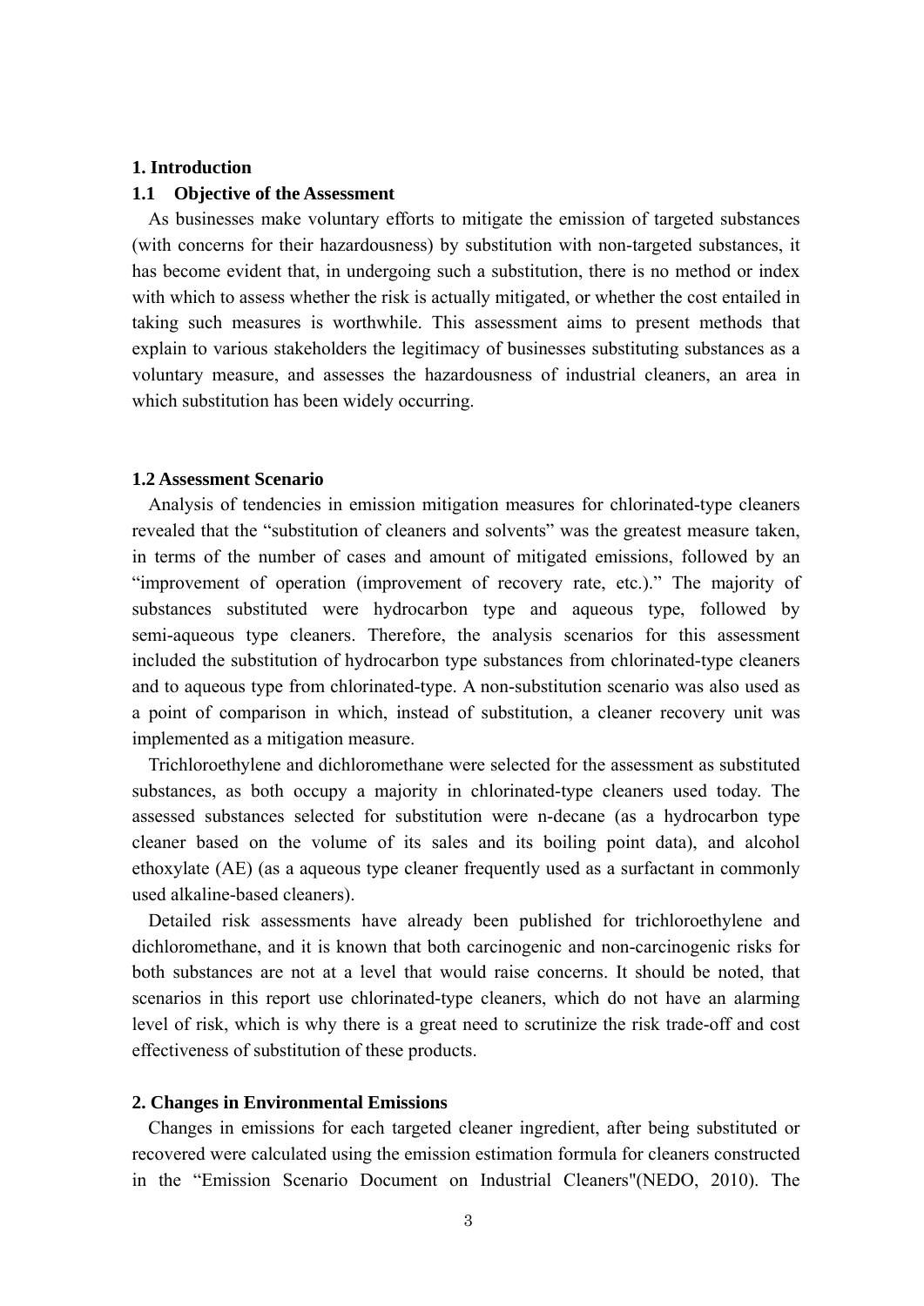## 1. Introduction

### 1.1 Objective of the Assessment

As businesses make voluntary efforts to mitigate the emission of targeted substances (with concerns for their hazardousness) by substitution with non-targeted substances, it has become evident that, in undergoing such a substitution, there is no method or index with which to assess whether the risk is actually mitigated, or whether the cost entailed in taking such measures is worthwhile. This assessment aims to present methods that explain to various stakeholders the legitimacy of businesses substituting substances as a voluntary measure, and assesses the hazardousness of industrial cleaners, an area in which substitution has been widely occurring.

### 1.2 Assessment Scenario

Analysis of tendencies in emission mitigation measures for chlorinated-type cleaners revealed that the "substitution of cleaners and solvents" was the greatest measure taken, in terms of the number of cases and amount of mitigated emissions, followed by an "improvement of operation (improvement of recovery rate, etc.)." The majority of substances substituted were hydrocarbon type and aqueous type, followed by semi-aqueous type cleaners. Therefore, the analysis scenarios for this assessment included the substitution of hydrocarbon type substances from chlorinated-type cleaners and to aqueous type from chlorinated-type. A non-substitution scenario was also used as a point of comparison in which, instead of substitution, a cleaner recovery unit was implemented as a mitigation measure.

Trichloroethylene and dichloromethane were selected for the assessment as substituted substances, as both occupy a majority in chlorinated-type cleaners used today. The assessed substances selected for substitution were n-decane (as a hydrocarbon type cleaner based on the volume of its sales and its boiling point data), and alcohol ethoxylate (AE) (as a aqueous type cleaner frequently used as a surfactant in commonly used alkaline-based cleaners).

Detailed risk assessments have already been published for trichloroethylene and dichloromethane, and it is known that both carcinogenic and non-carcinogenic risks for both substances are not at a level that would raise concerns. It should be noted, that scenarios in this report use chlorinated-type cleaners, which do not have an alarming level of risk, which is why there is a great need to scrutinize the risk trade-off and cost effectiveness of substitution of these products.

## 2. Changes in Environmental Emissions

Changes in emissions for each targeted cleaner ingredient, after being substituted or recovered were calculated using the emission estimation formula for cleaners constructed in the "Emission Scenario Document on Industrial Cleaners"(NEDO, 2010). The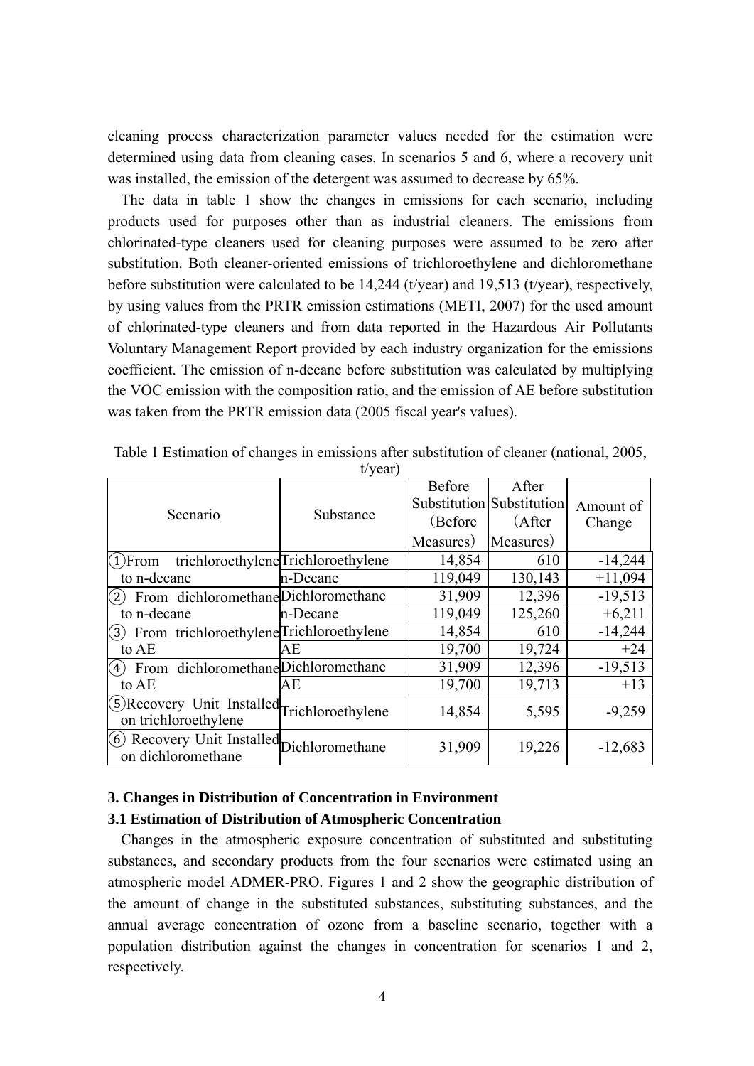cleaning process characterization parameter values needed for the estimation were determined using data from cleaning cases. In scenarios 5 and 6, where a recovery unit was installed, the emission of the detergent was assumed to decrease by 65%.

The data in table 1 show the changes in emissions for each scenario, including products used for purposes other than as industrial cleaners. The emissions from chlorinated-type cleaners used for cleaning purposes were assumed to be zero after substitution. Both cleaner-oriented emissions of trichloroethylene and dichloromethane before substitution were calculated to be 14,244 (t/year) and 19,513 (t/year), respectively, by using values from the PRTR emission estimations (METI, 2007) for the used amount of chlorinated-type cleaners and from data reported in the Hazardous Air Pollutants Voluntary Management Report provided by each industry organization for the emissions coefficient. The emission of n-decane before substitution was calculated by multiplying the VOC emission with the composition ratio, and the emission of AE before substitution was taken from the PRTR emission data (2005 fiscal year's values).

Table 1 Estimation of changes in emissions after substitution of cleaner (national, 2005, t/year)

| Scenario | Substance | Before Substitution (Before Measures) | After Substitution (After Measures) | Amount of Change |
|---|---|---|---|---|
| ①From trichloroethylene to n-decane | Trichloroethylene | 14,854 | 610 | -14,244 |
| | n-Decane | 119,049 | 130,143 | +11,094 |
| ② From dichloromethane to n-decane | Dichloromethane | 31,909 | 12,396 | -19,513 |
| | n-Decane | 119,049 | 125,260 | +6,211 |
| ③ From trichloroethylene to AE | Trichloroethylene | 14,854 | 610 | -14,244 |
| | AE | 19,700 | 19,724 | +24 |
| ④ From dichloromethane to AE | Dichloromethane | 31,909 | 12,396 | -19,513 |
| | AE | 19,700 | 19,713 | +13 |
| ⑤Recovery Unit Installed on trichloroethylene | Trichloroethylene | 14,854 | 5,595 | -9,259 |
| ⑥ Recovery Unit Installed on dichloromethane | Dichloromethane | 31,909 | 19,226 | -12,683 |

### 3. Changes in Distribution of Concentration in Environment

### 3.1 Estimation of Distribution of Atmospheric Concentration

Changes in the atmospheric exposure concentration of substituted and substituting substances, and secondary products from the four scenarios were estimated using an atmospheric model ADMER-PRO. Figures 1 and 2 show the geographic distribution of the amount of change in the substituted substances, substituting substances, and the annual average concentration of ozone from a baseline scenario, together with a population distribution against the changes in concentration for scenarios 1 and 2, respectively.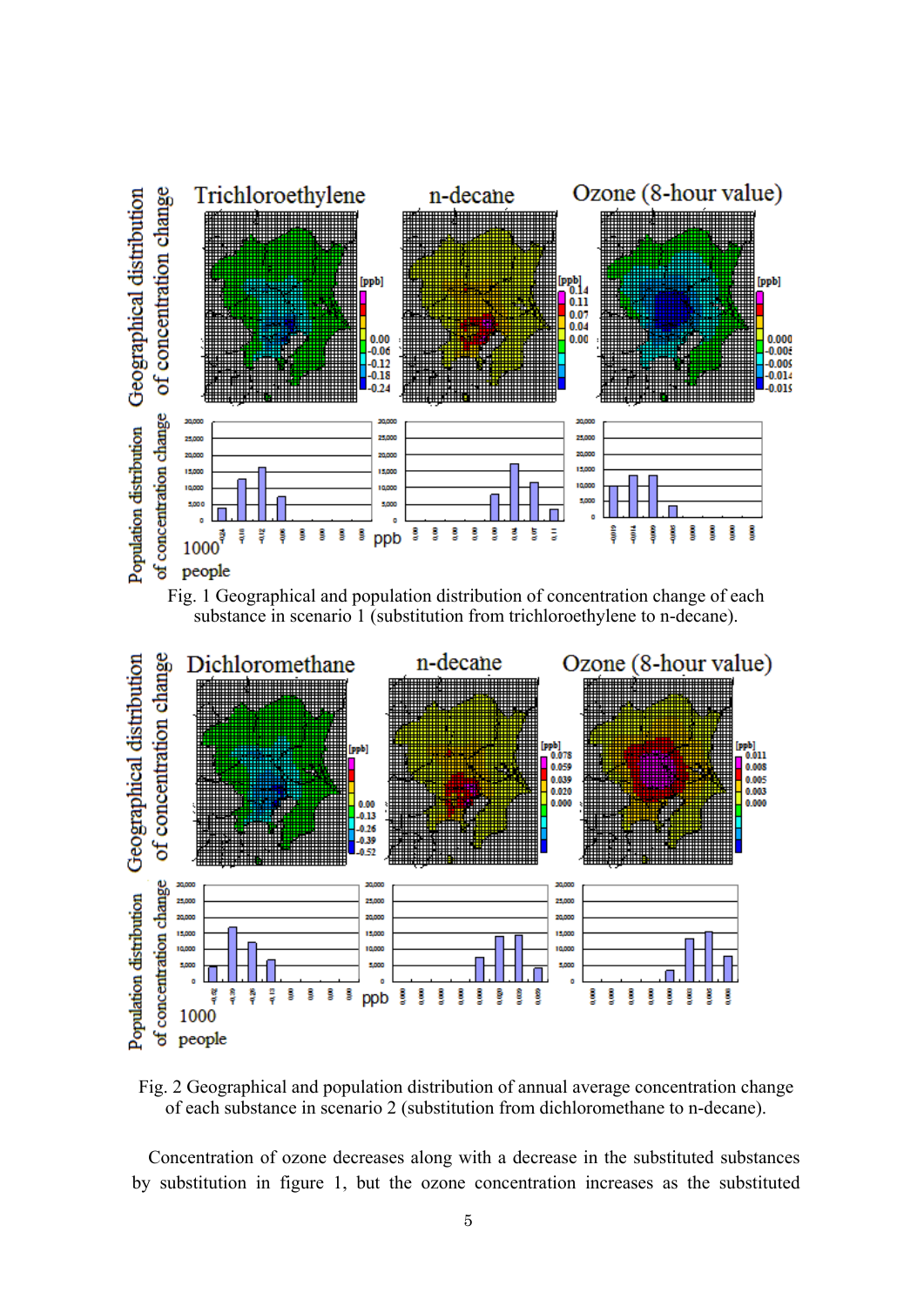Fig. 1 Geographical and population distribution of concentration change of each substance in scenario 1 (substitution from trichloroethylene to n-decane).

Fig. 2 Geographical and population distribution of annual average concentration change of each substance in scenario 2 (substitution from dichloromethane to n-decane).

Concentration of ozone decreases along with a decrease in the substituted substances by substitution in figure 1, but the ozone concentration increases as the substituted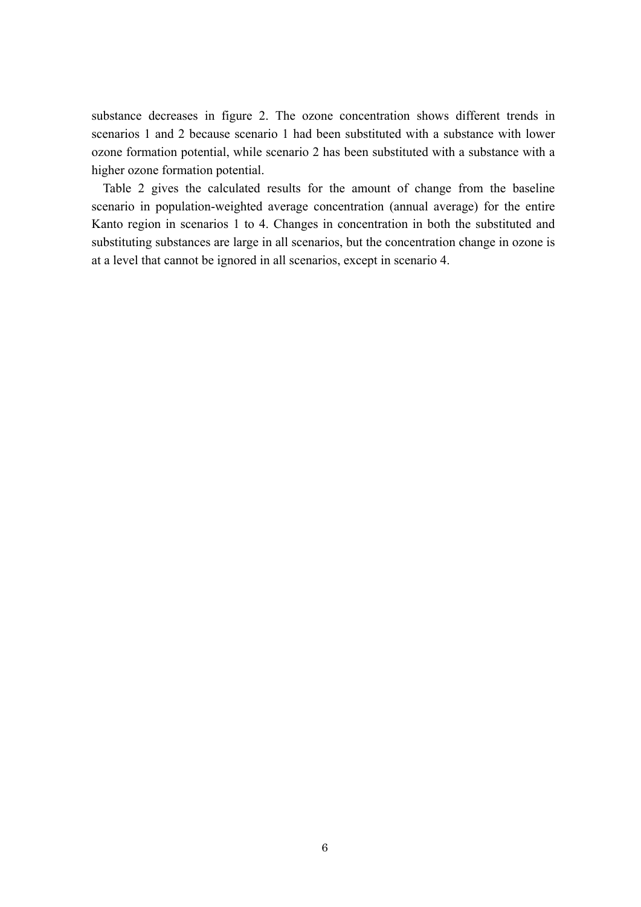substance decreases in figure 2. The ozone concentration shows different trends in scenarios 1 and 2 because scenario 1 had been substituted with a substance with lower ozone formation potential, while scenario 2 has been substituted with a substance with a higher ozone formation potential.

Table 2 gives the calculated results for the amount of change from the baseline scenario in population-weighted average concentration (annual average) for the entire Kanto region in scenarios 1 to 4. Changes in concentration in both the substituted and substituting substances are large in all scenarios, but the concentration change in ozone is at a level that cannot be ignored in all scenarios, except in scenario 4.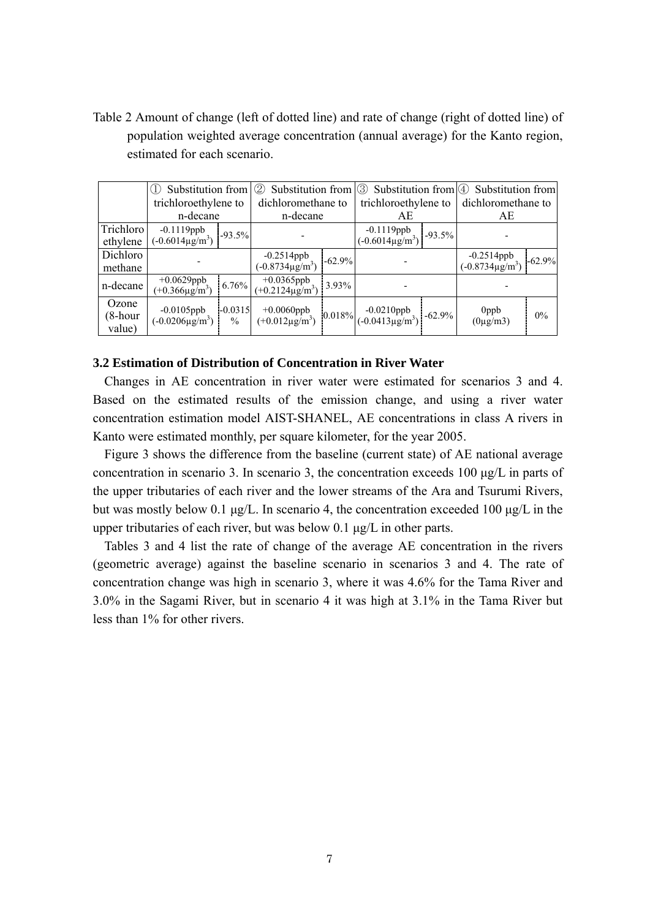Table 2 Amount of change (left of dotted line) and rate of change (right of dotted line) of population weighted average concentration (annual average) for the Kanto region, estimated for each scenario.

| | ① Substitution from trichloroethylene to n-decane | | ② Substitution from dichloromethane to n-decane | | ③ Substitution from trichloroethylene to AE | | ④ Substitution from dichloromethane to AE | |
|---|---|---|---|---|---|---|---|---|
| Trichloro ethylene | -0.1119ppb (-0.6014μg/m$^3$) | -93.5% | - | | -0.1119ppb (-0.6014μg/m$^3$) | -93.5% | - | |
| Dichloro methane | - | | -0.2514ppb (-0.8734μg/m$^3$) | -62.9% | - | | -0.2514ppb (-0.8734μg/m$^3$) | -62.9% |
| n-decane | +0.0629ppb (+0.366μg/m$^3$) | 6.76% | +0.0365ppb (+0.2124μg/m$^3$) | 3.93% | - | | - | |
| Ozone (8-hour value) | -0.0105ppb (-0.0206μg/m$^3$) | -0.0315 % | +0.0060ppb (+0.012μg/m$^3$) | 0.018% | -0.0210ppb (-0.0413μg/m$^3$) | -62.9% | 0ppb (0μg/m3) | 0% |

### 3.2 Estimation of Distribution of Concentration in River Water

Changes in AE concentration in river water were estimated for scenarios 3 and 4. Based on the estimated results of the emission change, and using a river water concentration estimation model AIST-SHANEL, AE concentrations in class A rivers in Kanto were estimated monthly, per square kilometer, for the year 2005.

Figure 3 shows the difference from the baseline (current state) of AE national average concentration in scenario 3. In scenario 3, the concentration exceeds 100 μg/L in parts of the upper tributaries of each river and the lower streams of the Ara and Tsurumi Rivers, but was mostly below 0.1 μg/L. In scenario 4, the concentration exceeded 100 μg/L in the upper tributaries of each river, but was below 0.1 μg/L in other parts.

Tables 3 and 4 list the rate of change of the average AE concentration in the rivers (geometric average) against the baseline scenario in scenarios 3 and 4. The rate of concentration change was high in scenario 3, where it was 4.6% for the Tama River and 3.0% in the Sagami River, but in scenario 4 it was high at 3.1% in the Tama River but less than 1% for other rivers.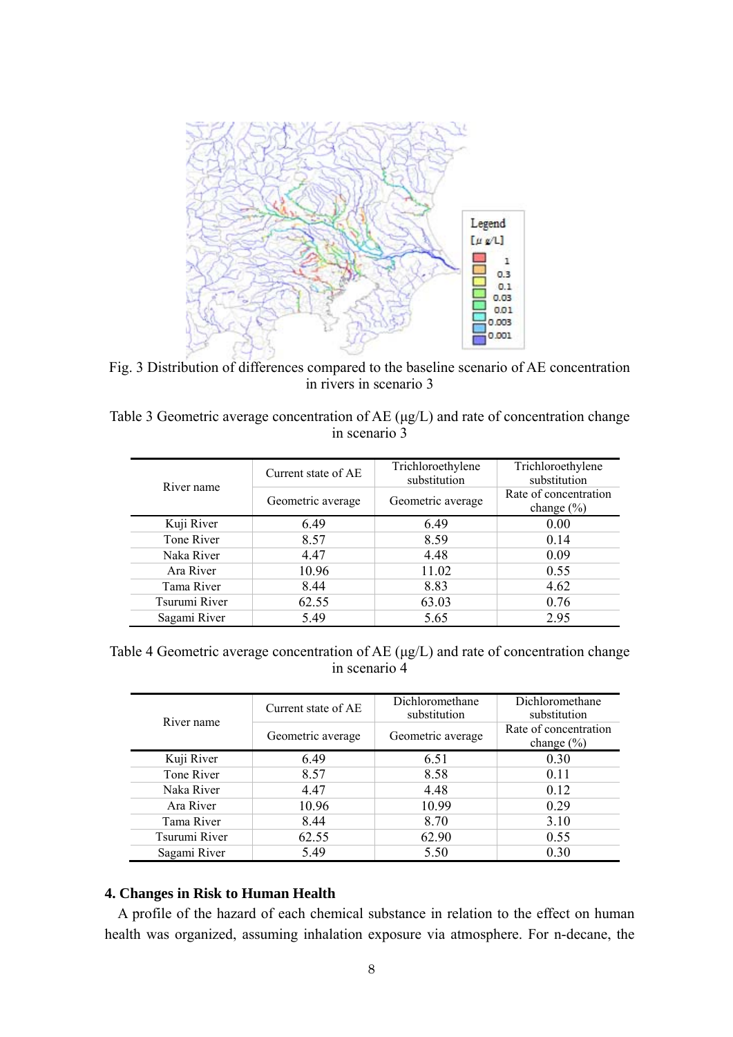Fig. 3 Distribution of differences compared to the baseline scenario of AE concentration in rivers in scenario 3

Table 3 Geometric average concentration of AE (μg/L) and rate of concentration change in scenario 3

| River name | Current state of AE | Trichloroethylene substitution | Trichloroethylene substitution |
|---|---|---|---|
| | Geometric average | Geometric average | Rate of concentration change (%) |
| Kuji River | 6.49 | 6.49 | 0.00 |
| Tone River | 8.57 | 8.59 | 0.14 |
| Naka River | 4.47 | 4.48 | 0.09 |
| Ara River | 10.96 | 11.02 | 0.55 |
| Tama River | 8.44 | 8.83 | 4.62 |
| Tsurumi River | 62.55 | 63.03 | 0.76 |
| Sagami River | 5.49 | 5.65 | 2.95 |

Table 4 Geometric average concentration of AE (μg/L) and rate of concentration change in scenario 4

| River name | Current state of AE | Dichloromethane substitution | Dichloromethane substitution |
|---|---|---|---|
| | Geometric average | Geometric average | Rate of concentration change (%) |
| Kuji River | 6.49 | 6.51 | 0.30 |
| Tone River | 8.57 | 8.58 | 0.11 |
| Naka River | 4.47 | 4.48 | 0.12 |
| Ara River | 10.96 | 10.99 | 0.29 |
| Tama River | 8.44 | 8.70 | 3.10 |
| Tsurumi River | 62.55 | 62.90 | 0.55 |
| Sagami River | 5.49 | 5.50 | 0.30 |

## 4. Changes in Risk to Human Health

A profile of the hazard of each chemical substance in relation to the effect on human health was organized, assuming inhalation exposure via atmosphere. For n-decane, the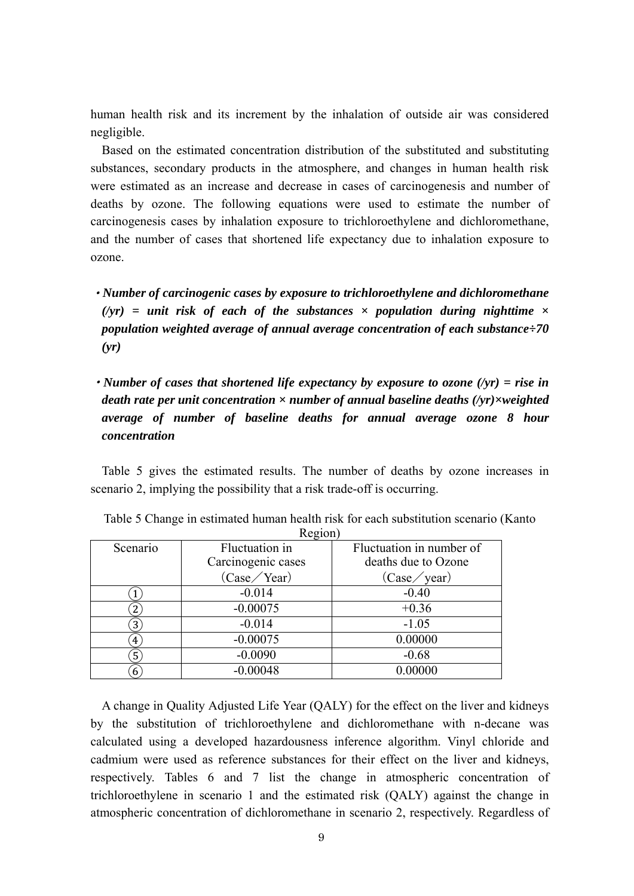human health risk and its increment by the inhalation of outside air was considered negligible.

Based on the estimated concentration distribution of the substituted and substituting substances, secondary products in the atmosphere, and changes in human health risk were estimated as an increase and decrease in cases of carcinogenesis and number of deaths by ozone. The following equations were used to estimate the number of carcinogenesis cases by inhalation exposure to trichloroethylene and dichloromethane, and the number of cases that shortened life expectancy due to inhalation exposure to ozone.

- ***Number of carcinogenic cases by exposure to trichloroethylene and dichloromethane (/yr) = unit risk of each of the substances × population during nighttime × population weighted average of annual average concentration of each substance÷70 (yr)***

- ***Number of cases that shortened life expectancy by exposure to ozone (/yr) = rise in death rate per unit concentration × number of annual baseline deaths (/yr)×weighted average of number of baseline deaths for annual average ozone 8 hour concentration***

Table 5 gives the estimated results. The number of deaths by ozone increases in scenario 2, implying the possibility that a risk trade-off is occurring.

Table 5 Change in estimated human health risk for each substitution scenario (Kanto Region)

| Scenario | Fluctuation in Carcinogenic cases (Case／Year) | Fluctuation in number of deaths due to Ozone (Case／year) |
|---|---|---|
| ① | -0.014 | -0.40 |
| ② | -0.00075 | +0.36 |
| ③ | -0.014 | -1.05 |
| ④ | -0.00075 | 0.00000 |
| ⑤ | -0.0090 | -0.68 |
| ⑥ | -0.00048 | 0.00000 |

A change in Quality Adjusted Life Year (QALY) for the effect on the liver and kidneys by the substitution of trichloroethylene and dichloromethane with n-decane was calculated using a developed hazardousness inference algorithm. Vinyl chloride and cadmium were used as reference substances for their effect on the liver and kidneys, respectively. Tables 6 and 7 list the change in atmospheric concentration of trichloroethylene in scenario 1 and the estimated risk (QALY) against the change in atmospheric concentration of dichloromethane in scenario 2, respectively. Regardless of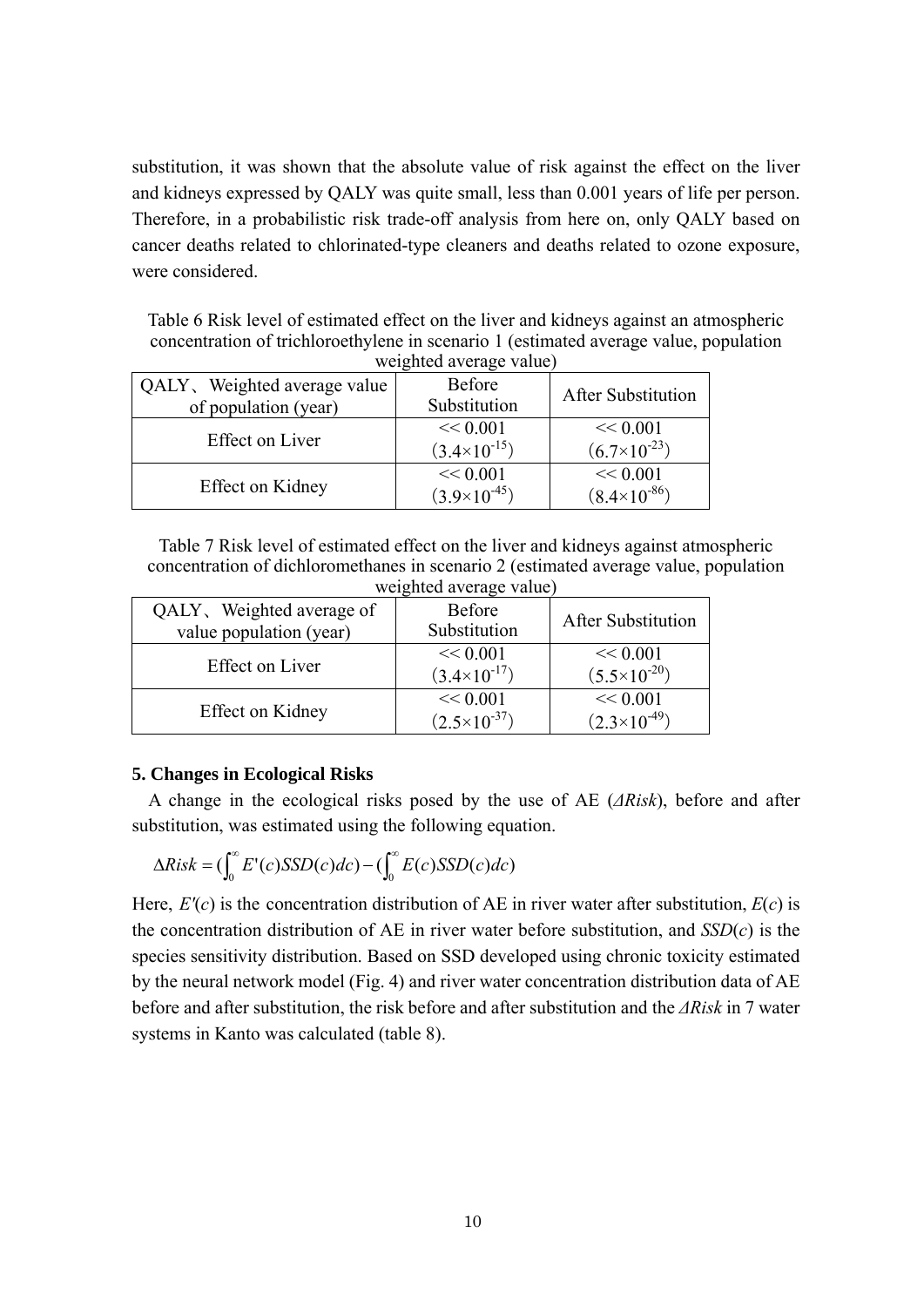substitution, it was shown that the absolute value of risk against the effect on the liver and kidneys expressed by QALY was quite small, less than 0.001 years of life per person. Therefore, in a probabilistic risk trade-off analysis from here on, only QALY based on cancer deaths related to chlorinated-type cleaners and deaths related to ozone exposure, were considered.

Table 6 Risk level of estimated effect on the liver and kidneys against an atmospheric concentration of trichloroethylene in scenario 1 (estimated average value, population weighted average value)

| QALY、Weighted average value of population (year) | Before Substitution | After Substitution |
|---|---|---|
| Effect on Liver | << 0.001 ($3.4\times10^{-15}$) | << 0.001 ($6.7\times10^{-23}$) |
| Effect on Kidney | << 0.001 ($3.9\times10^{-45}$) | << 0.001 ($8.4\times10^{-86}$) |

Table 7 Risk level of estimated effect on the liver and kidneys against atmospheric concentration of dichloromethanes in scenario 2 (estimated average value, population weighted average value)

| QALY、Weighted average of value population (year) | Before Substitution | After Substitution |
|---|---|---|
| Effect on Liver | << 0.001 ($3.4\times10^{-17}$) | << 0.001 ($5.5\times10^{-20}$) |
| Effect on Kidney | << 0.001 ($2.5\times10^{-37}$) | << 0.001 ($2.3\times10^{-49}$) |

## 5. Changes in Ecological Risks

A change in the ecological risks posed by the use of AE (*ΔRisk*), before and after substitution, was estimated using the following equation.

$$\Delta Risk = \left(\int_0^\infty E'(c)SSD(c)dc\right) - \left(\int_0^\infty E(c)SSD(c)dc\right)$$

Here, $E'(c)$ is the concentration distribution of AE in river water after substitution, $E(c)$ is the concentration distribution of AE in river water before substitution, and $SSD(c)$ is the species sensitivity distribution. Based on SSD developed using chronic toxicity estimated by the neural network model (Fig. 4) and river water concentration distribution data of AE before and after substitution, the risk before and after substitution and the *ΔRisk* in 7 water systems in Kanto was calculated (table 8).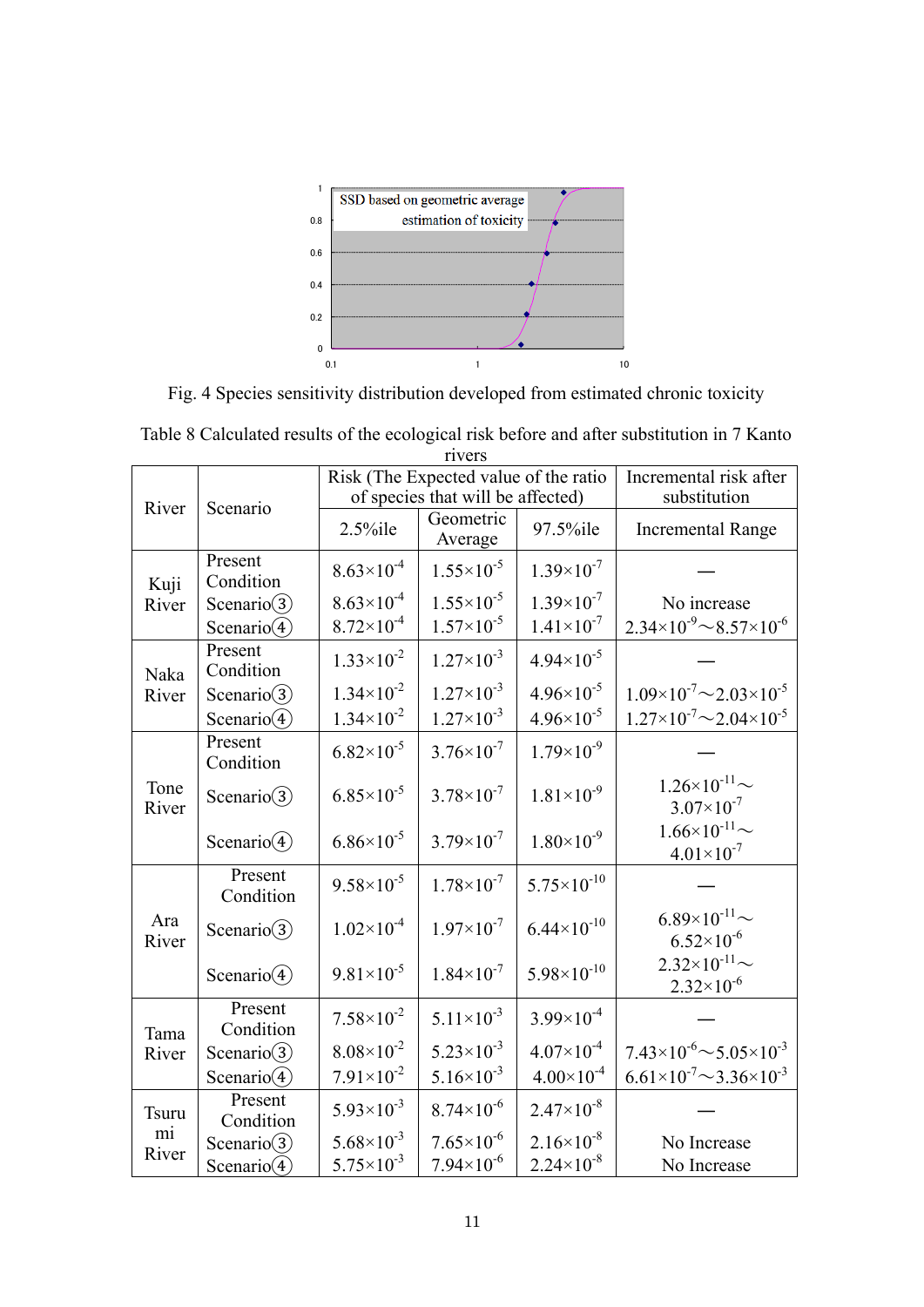Fig. 4 Species sensitivity distribution developed from estimated chronic toxicity

Table 8 Calculated results of the ecological risk before and after substitution in 7 Kanto rivers

| River | Scenario | Risk (The Expected value of the ratio of species that will be affected) | | | Incremental risk after substitution |
|---|---|---|---|---|---|
| | | 2.5%ile | Geometric Average | 97.5%ile | Incremental Range |
| Kuji River | Present Condition | $8.63\times10^{-4}$ | $1.55\times10^{-5}$ | $1.39\times10^{-7}$ | — |
| | Scenario③ | $8.63\times10^{-4}$ | $1.55\times10^{-5}$ | $1.39\times10^{-7}$ | No increase |
| | Scenario④ | $8.72\times10^{-4}$ | $1.57\times10^{-5}$ | $1.41\times10^{-7}$ | $2.34\times10^{-9}$～$8.57\times10^{-6}$ |
| Naka River | Present Condition | $1.33\times10^{-2}$ | $1.27\times10^{-3}$ | $4.94\times10^{-5}$ | — |
| | Scenario③ | $1.34\times10^{-2}$ | $1.27\times10^{-3}$ | $4.96\times10^{-5}$ | $1.09\times10^{-7}$～$2.03\times10^{-5}$ |
| | Scenario④ | $1.34\times10^{-2}$ | $1.27\times10^{-3}$ | $4.96\times10^{-5}$ | $1.27\times10^{-7}$～$2.04\times10^{-5}$ |
| Tone River | Present Condition | $6.82\times10^{-5}$ | $3.76\times10^{-7}$ | $1.79\times10^{-9}$ | — |
| | Scenario③ | $6.85\times10^{-5}$ | $3.78\times10^{-7}$ | $1.81\times10^{-9}$ | $1.26\times10^{-11}$～$3.07\times10^{-7}$ |
| | Scenario④ | $6.86\times10^{-5}$ | $3.79\times10^{-7}$ | $1.80\times10^{-9}$ | $1.66\times10^{-11}$～$4.01\times10^{-7}$ |
| Ara River | Present Condition | $9.58\times10^{-5}$ | $1.78\times10^{-7}$ | $5.75\times10^{-10}$ | — |
| | Scenario③ | $1.02\times10^{-4}$ | $1.97\times10^{-7}$ | $6.44\times10^{-10}$ | $6.89\times10^{-11}$～$6.52\times10^{-6}$ |
| | Scenario④ | $9.81\times10^{-5}$ | $1.84\times10^{-7}$ | $5.98\times10^{-10}$ | $2.32\times10^{-11}$～$2.32\times10^{-6}$ |
| Tama River | Present Condition | $7.58\times10^{-2}$ | $5.11\times10^{-3}$ | $3.99\times10^{-4}$ | — |
| | Scenario③ | $8.08\times10^{-2}$ | $5.23\times10^{-3}$ | $4.07\times10^{-4}$ | $7.43\times10^{-6}$～$5.05\times10^{-3}$ |
| | Scenario④ | $7.91\times10^{-2}$ | $5.16\times10^{-3}$ | $4.00\times10^{-4}$ | $6.61\times10^{-7}$～$3.36\times10^{-3}$ |
| Tsurumi River | Present Condition | $5.93\times10^{-3}$ | $8.74\times10^{-6}$ | $2.47\times10^{-8}$ | — |
| | Scenario③ | $5.68\times10^{-3}$ | $7.65\times10^{-6}$ | $2.16\times10^{-8}$ | No Increase |
| | Scenario④ | $5.75\times10^{-3}$ | $7.94\times10^{-6}$ | $2.24\times10^{-8}$ | No Increase |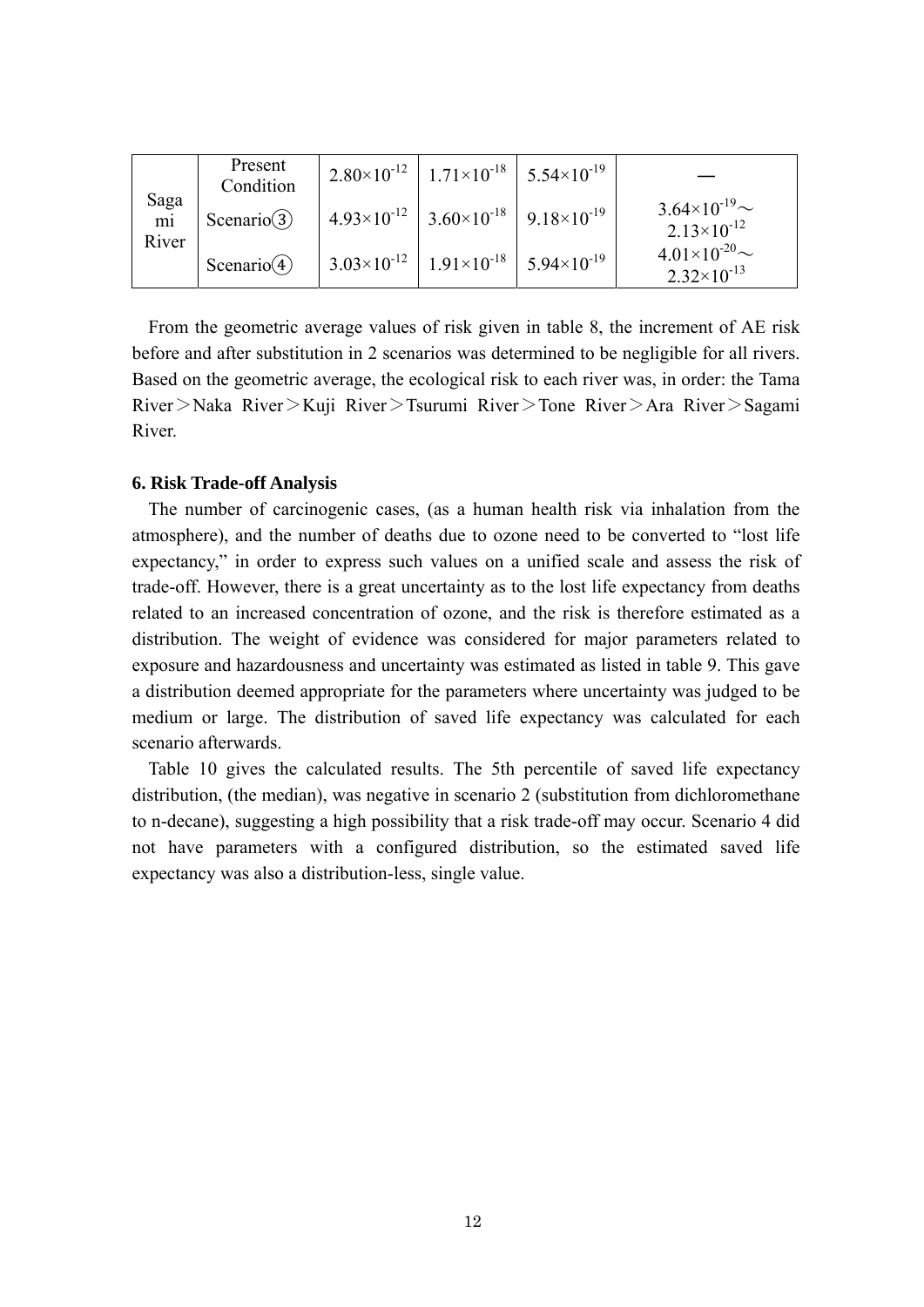| | | | | | |
|---|---|---|---|---|---|
| Sagami River | Present Condition | $2.80\times10^{-12}$ | $1.71\times10^{-18}$ | $5.54\times10^{-19}$ | ― |
| | Scenario③ | $4.93\times10^{-12}$ | $3.60\times10^{-18}$ | $9.18\times10^{-19}$ | $3.64\times10^{-19}$～$2.13\times10^{-12}$ |
| | Scenario④ | $3.03\times10^{-12}$ | $1.91\times10^{-18}$ | $5.94\times10^{-19}$ | $4.01\times10^{-20}$～$2.32\times10^{-13}$ |

From the geometric average values of risk given in table 8, the increment of AE risk before and after substitution in 2 scenarios was determined to be negligible for all rivers. Based on the geometric average, the ecological risk to each river was, in order: the Tama River＞Naka River＞Kuji River＞Tsurumi River＞Tone River＞Ara River＞Sagami River.

### 6. Risk Trade-off Analysis

The number of carcinogenic cases, (as a human health risk via inhalation from the atmosphere), and the number of deaths due to ozone need to be converted to "lost life expectancy," in order to express such values on a unified scale and assess the risk of trade-off. However, there is a great uncertainty as to the lost life expectancy from deaths related to an increased concentration of ozone, and the risk is therefore estimated as a distribution. The weight of evidence was considered for major parameters related to exposure and hazardousness and uncertainty was estimated as listed in table 9. This gave a distribution deemed appropriate for the parameters where uncertainty was judged to be medium or large. The distribution of saved life expectancy was calculated for each scenario afterwards.

Table 10 gives the calculated results. The 5th percentile of saved life expectancy distribution, (the median), was negative in scenario 2 (substitution from dichloromethane to n-decane), suggesting a high possibility that a risk trade-off may occur. Scenario 4 did not have parameters with a configured distribution, so the estimated saved life expectancy was also a distribution-less, single value.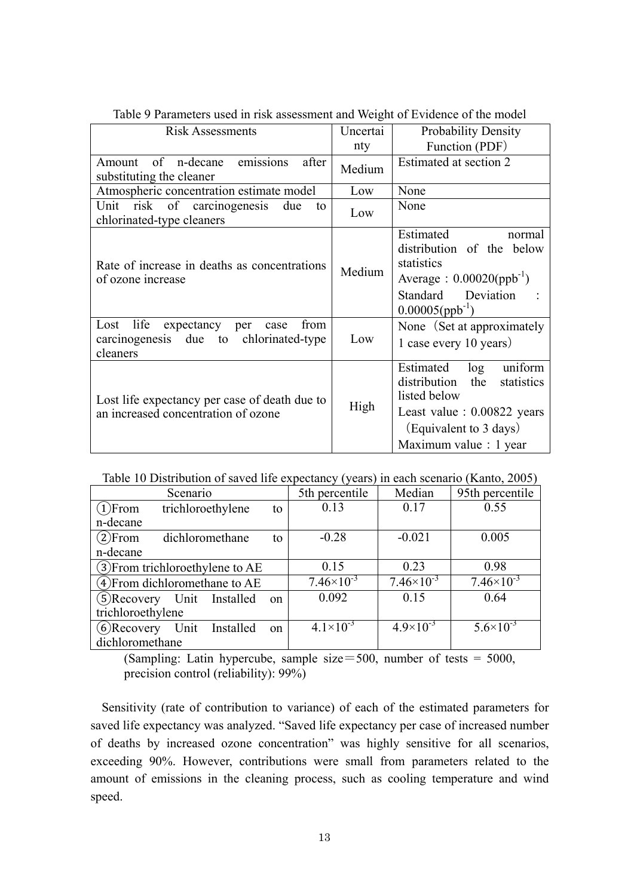Table 9 Parameters used in risk assessment and Weight of Evidence of the model

| Risk Assessments | Uncertainty | Probability Density Function (PDF) |
| --- | --- | --- |
| Amount of n-decane emissions after substituting the cleaner | Medium | Estimated at section 2 |
| Atmospheric concentration estimate model | Low | None |
| Unit risk of carcinogenesis due to chlorinated-type cleaners | Low | None |
| Rate of increase in deaths as concentrations of ozone increase | Medium | Estimated normal distribution of the below statistics<br>Average：$0.00020(ppb^{-1})$<br>Standard Deviation ：$0.00005(ppb^{-1})$ |
| Lost life expectancy per case from carcinogenesis due to chlorinated-type cleaners | Low | None（Set at approximately 1 case every 10 years） |
| Lost life expectancy per case of death due to an increased concentration of ozone | High | Estimated log uniform distribution the statistics listed below<br>Least value：0.00822 years（Equivalent to 3 days）<br>Maximum value：1 year |

Table 10 Distribution of saved life expectancy (years) in each scenario (Kanto, 2005)

| Scenario | 5th percentile | Median | 95th percentile |
| --- | --- | --- | --- |
| ①From trichloroethylene to n-decane | 0.13 | 0.17 | 0.55 |
| ②From dichloromethane to n-decane | -0.28 | -0.021 | 0.005 |
| ③From trichloroethylene to AE | 0.15 | 0.23 | 0.98 |
| ④From dichloromethane to AE | $7.46\times10^{-3}$ | $7.46\times10^{-3}$ | $7.46\times10^{-3}$ |
| ⑤Recovery Unit Installed on trichloroethylene | 0.092 | 0.15 | 0.64 |
| ⑥Recovery Unit Installed on dichloromethane | $4.1\times10^{-3}$ | $4.9\times10^{-3}$ | $5.6\times10^{-3}$ |

(Sampling: Latin hypercube, sample size＝500, number of tests = 5000, precision control (reliability): 99%)

Sensitivity (rate of contribution to variance) of each of the estimated parameters for saved life expectancy was analyzed. "Saved life expectancy per case of increased number of deaths by increased ozone concentration" was highly sensitive for all scenarios, exceeding 90%. However, contributions were small from parameters related to the amount of emissions in the cleaning process, such as cooling temperature and wind speed.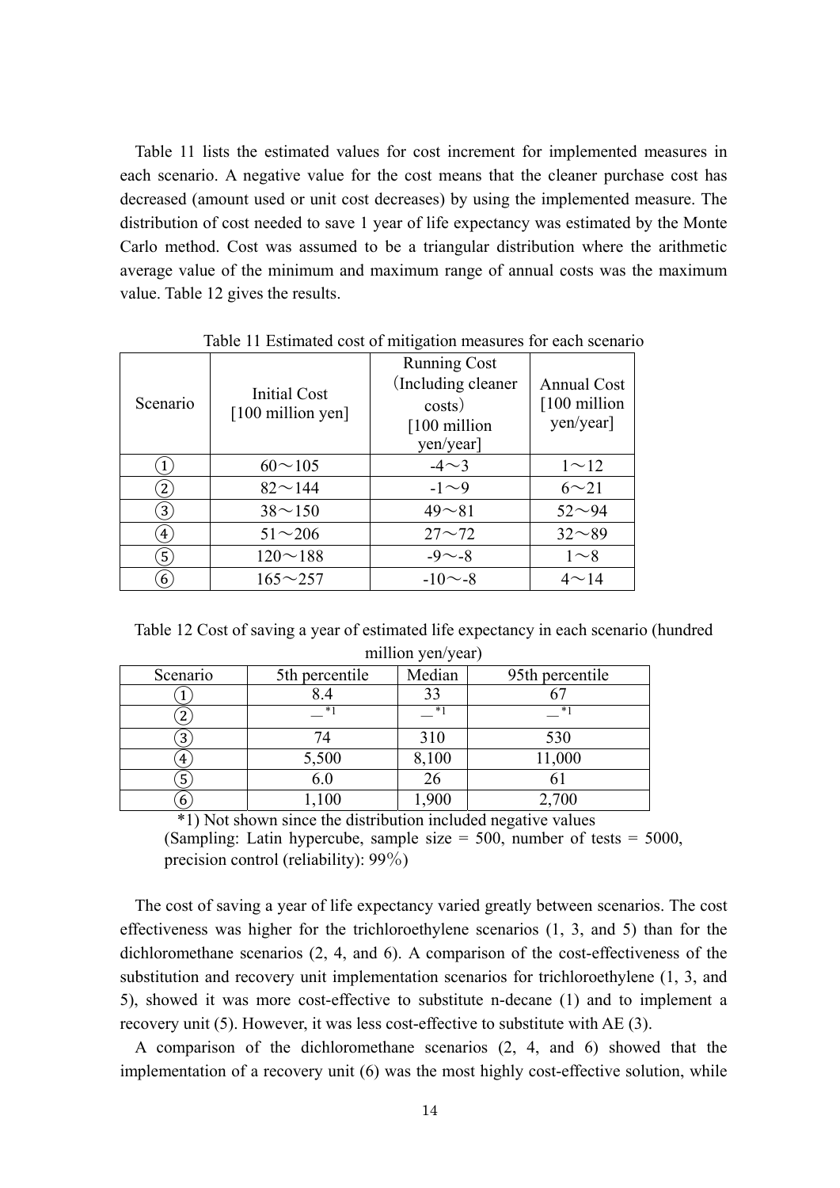Table 11 lists the estimated values for cost increment for implemented measures in each scenario. A negative value for the cost means that the cleaner purchase cost has decreased (amount used or unit cost decreases) by using the implemented measure. The distribution of cost needed to save 1 year of life expectancy was estimated by the Monte Carlo method. Cost was assumed to be a triangular distribution where the arithmetic average value of the minimum and maximum range of annual costs was the maximum value. Table 12 gives the results.

Table 11 Estimated cost of mitigation measures for each scenario

| Scenario | Initial Cost [100 million yen] | Running Cost (Including cleaner costs) [100 million yen/year] | Annual Cost [100 million yen/year] |
|---|---|---|---|
| ① | 60～105 | -4～3 | 1～12 |
| ② | 82～144 | -1～9 | 6～21 |
| ③ | 38～150 | 49～81 | 52～94 |
| ④ | 51～206 | 27～72 | 32～89 |
| ⑤ | 120～188 | -9～-8 | 1～8 |
| ⑥ | 165～257 | -10～-8 | 4～14 |

Table 12 Cost of saving a year of estimated life expectancy in each scenario (hundred million yen/year)

| Scenario | 5th percentile | Median | 95th percentile |
|---|---|---|---|
| ① | 8.4 | 33 | 67 |
| ② | —*1 | —*1 | —*1 |
| ③ | 74 | 310 | 530 |
| ④ | 5,500 | 8,100 | 11,000 |
| ⑤ | 6.0 | 26 | 61 |
| ⑥ | 1,100 | 1,900 | 2,700 |

*1) Not shown since the distribution included negative values

(Sampling: Latin hypercube, sample size = 500, number of tests = 5000, precision control (reliability): 99%)

The cost of saving a year of life expectancy varied greatly between scenarios. The cost effectiveness was higher for the trichloroethylene scenarios (1, 3, and 5) than for the dichloromethane scenarios (2, 4, and 6). A comparison of the cost-effectiveness of the substitution and recovery unit implementation scenarios for trichloroethylene (1, 3, and 5), showed it was more cost-effective to substitute n-decane (1) and to implement a recovery unit (5). However, it was less cost-effective to substitute with AE (3).

A comparison of the dichloromethane scenarios (2, 4, and 6) showed that the implementation of a recovery unit (6) was the most highly cost-effective solution, while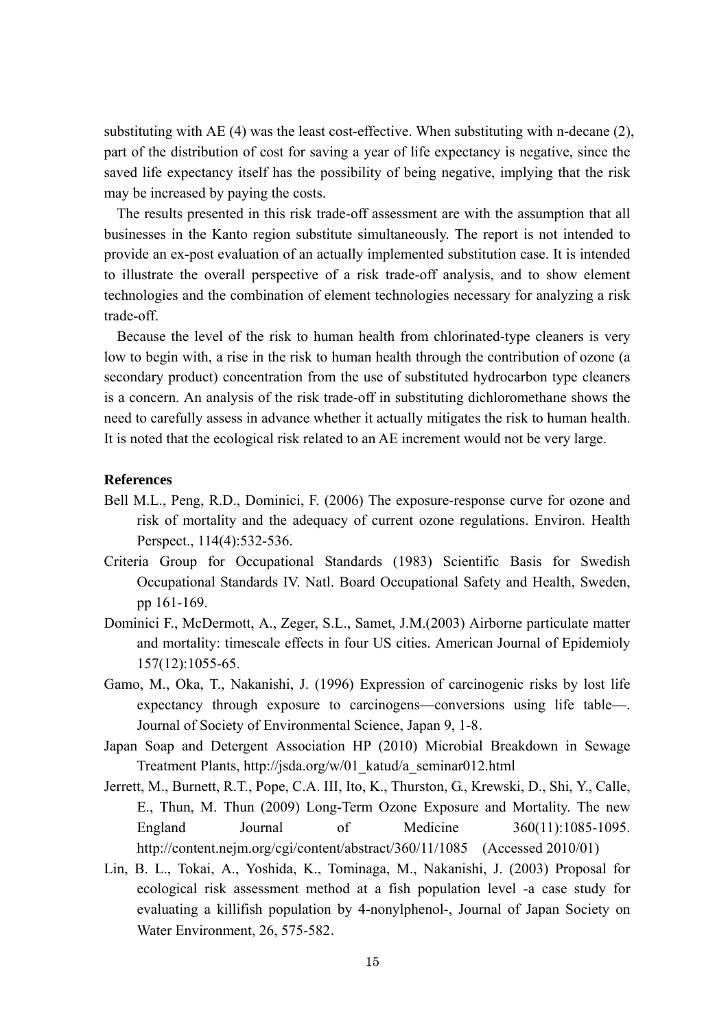substituting with AE (4) was the least cost-effective. When substituting with n-decane (2), part of the distribution of cost for saving a year of life expectancy is negative, since the saved life expectancy itself has the possibility of being negative, implying that the risk may be increased by paying the costs.

The results presented in this risk trade-off assessment are with the assumption that all businesses in the Kanto region substitute simultaneously. The report is not intended to provide an ex-post evaluation of an actually implemented substitution case. It is intended to illustrate the overall perspective of a risk trade-off analysis, and to show element technologies and the combination of element technologies necessary for analyzing a risk trade-off.

Because the level of the risk to human health from chlorinated-type cleaners is very low to begin with, a rise in the risk to human health through the contribution of ozone (a secondary product) concentration from the use of substituted hydrocarbon type cleaners is a concern. An analysis of the risk trade-off in substituting dichloromethane shows the need to carefully assess in advance whether it actually mitigates the risk to human health. It is noted that the ecological risk related to an AE increment would not be very large.

**References**

Bell M.L., Peng, R.D., Dominici, F. (2006) The exposure-response curve for ozone and risk of mortality and the adequacy of current ozone regulations. Environ. Health Perspect., 114(4):532-536.

Criteria Group for Occupational Standards (1983) Scientific Basis for Swedish Occupational Standards IV. Natl. Board Occupational Safety and Health, Sweden, pp 161-169.

Dominici F., McDermott, A., Zeger, S.L., Samet, J.M.(2003) Airborne particulate matter and mortality: timescale effects in four US cities. American Journal of Epidemioly 157(12):1055-65.

Gamo, M., Oka, T., Nakanishi, J. (1996) Expression of carcinogenic risks by lost life expectancy through exposure to carcinogens—conversions using life table—. Journal of Society of Environmental Science, Japan 9, 1-8.

Japan Soap and Detergent Association HP (2010) Microbial Breakdown in Sewage Treatment Plants, http://jsda.org/w/01_katud/a_seminar012.html

Jerrett, M., Burnett, R.T., Pope, C.A. III, Ito, K., Thurston, G., Krewski, D., Shi, Y., Calle, E., Thun, M. Thun (2009) Long-Term Ozone Exposure and Mortality. The new England Journal of Medicine 360(11):1085-1095. http://content.nejm.org/cgi/content/abstract/360/11/1085 (Accessed 2010/01)

Lin, B. L., Tokai, A., Yoshida, K., Tominaga, M., Nakanishi, J. (2003) Proposal for ecological risk assessment method at a fish population level -a case study for evaluating a killifish population by 4-nonylphenol-, Journal of Japan Society on Water Environment, 26, 575-582.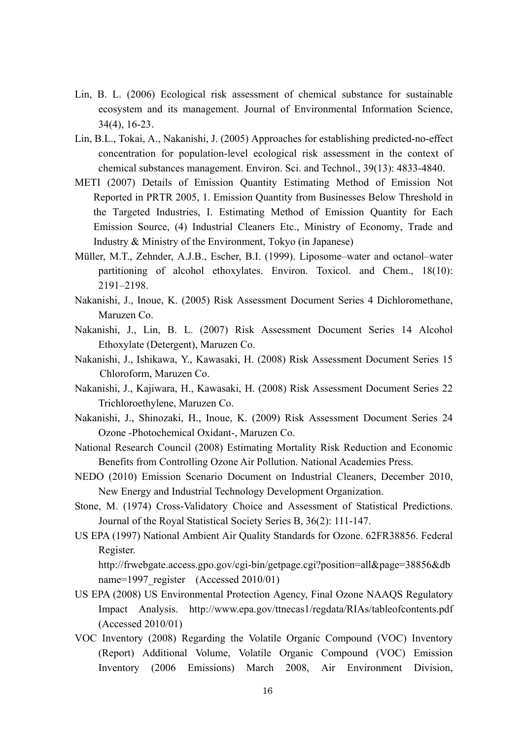Lin, B. L. (2006) Ecological risk assessment of chemical substance for sustainable ecosystem and its management. Journal of Environmental Information Science, 34(4), 16-23.

Lin, B.L., Tokai, A., Nakanishi, J. (2005) Approaches for establishing predicted-no-effect concentration for population-level ecological risk assessment in the context of chemical substances management. Environ. Sci. and Technol., 39(13): 4833-4840.

METI (2007) Details of Emission Quantity Estimating Method of Emission Not Reported in PRTR 2005, 1. Emission Quantity from Businesses Below Threshold in the Targeted Industries, I. Estimating Method of Emission Quantity for Each Emission Source, (4) Industrial Cleaners Etc., Ministry of Economy, Trade and Industry & Ministry of the Environment, Tokyo (in Japanese)

Müller, M.T., Zehnder, A.J.B., Escher, B.I. (1999). Liposome–water and octanol–water partitioning of alcohol ethoxylates. Environ. Toxicol. and Chem., 18(10): 2191–2198.

Nakanishi, J., Inoue, K. (2005) Risk Assessment Document Series 4 Dichloromethane, Maruzen Co.

Nakanishi, J., Lin, B. L. (2007) Risk Assessment Document Series 14 Alcohol Ethoxylate (Detergent), Maruzen Co.

Nakanishi, J., Ishikawa, Y., Kawasaki, H. (2008) Risk Assessment Document Series 15 Chloroform, Maruzen Co.

Nakanishi, J., Kajiwara, H., Kawasaki, H. (2008) Risk Assessment Document Series 22 Trichloroethylene, Maruzen Co.

Nakanishi, J., Shinozaki, H., Inoue, K. (2009) Risk Assessment Document Series 24 Ozone -Photochemical Oxidant-, Maruzen Co.

National Research Council (2008) Estimating Mortality Risk Reduction and Economic Benefits from Controlling Ozone Air Pollution. National Academies Press.

NEDO (2010) Emission Scenario Document on Industrial Cleaners, December 2010, New Energy and Industrial Technology Development Organization.

Stone, M. (1974) Cross-Validatory Choice and Assessment of Statistical Predictions. Journal of the Royal Statistical Society Series B, 36(2): 111-147.

US EPA (1997) National Ambient Air Quality Standards for Ozone. 62FR38856. Federal Register. http://frwebgate.access.gpo.gov/cgi-bin/getpage.cgi?position=all&page=38856&dbname=1997_register (Accessed 2010/01)

US EPA (2008) US Environmental Protection Agency, Final Ozone NAAQS Regulatory Impact Analysis. http://www.epa.gov/ttnecas1/regdata/RIAs/tableofcontents.pdf (Accessed 2010/01)

VOC Inventory (2008) Regarding the Volatile Organic Compound (VOC) Inventory (Report) Additional Volume, Volatile Organic Compound (VOC) Emission Inventory (2006 Emissions) March 2008, Air Environment Division,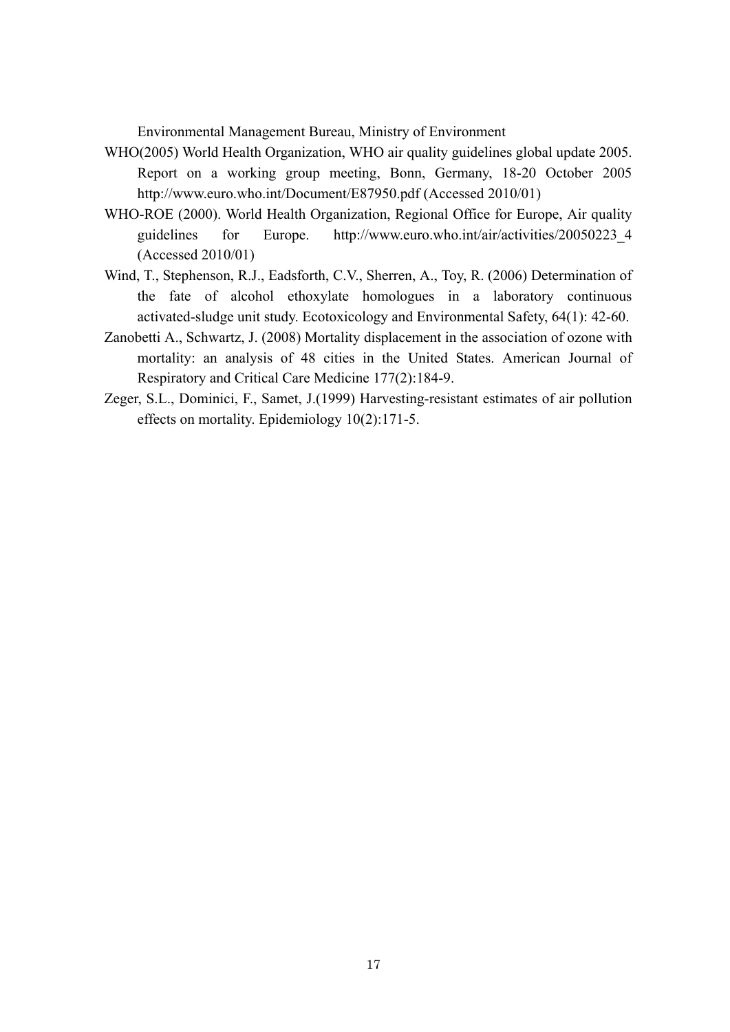Environmental Management Bureau, Ministry of Environment

WHO(2005) World Health Organization, WHO air quality guidelines global update 2005. Report on a working group meeting, Bonn, Germany, 18-20 October 2005 http://www.euro.who.int/Document/E87950.pdf (Accessed 2010/01)

WHO-ROE (2000). World Health Organization, Regional Office for Europe, Air quality guidelines for Europe. http://www.euro.who.int/air/activities/20050223_4 (Accessed 2010/01)

Wind, T., Stephenson, R.J., Eadsforth, C.V., Sherren, A., Toy, R. (2006) Determination of the fate of alcohol ethoxylate homologues in a laboratory continuous activated-sludge unit study. Ecotoxicology and Environmental Safety, 64(1): 42-60.

Zanobetti A., Schwartz, J. (2008) Mortality displacement in the association of ozone with mortality: an analysis of 48 cities in the United States. American Journal of Respiratory and Critical Care Medicine 177(2):184-9.

Zeger, S.L., Dominici, F., Samet, J.(1999) Harvesting-resistant estimates of air pollution effects on mortality. Epidemiology 10(2):171-5.